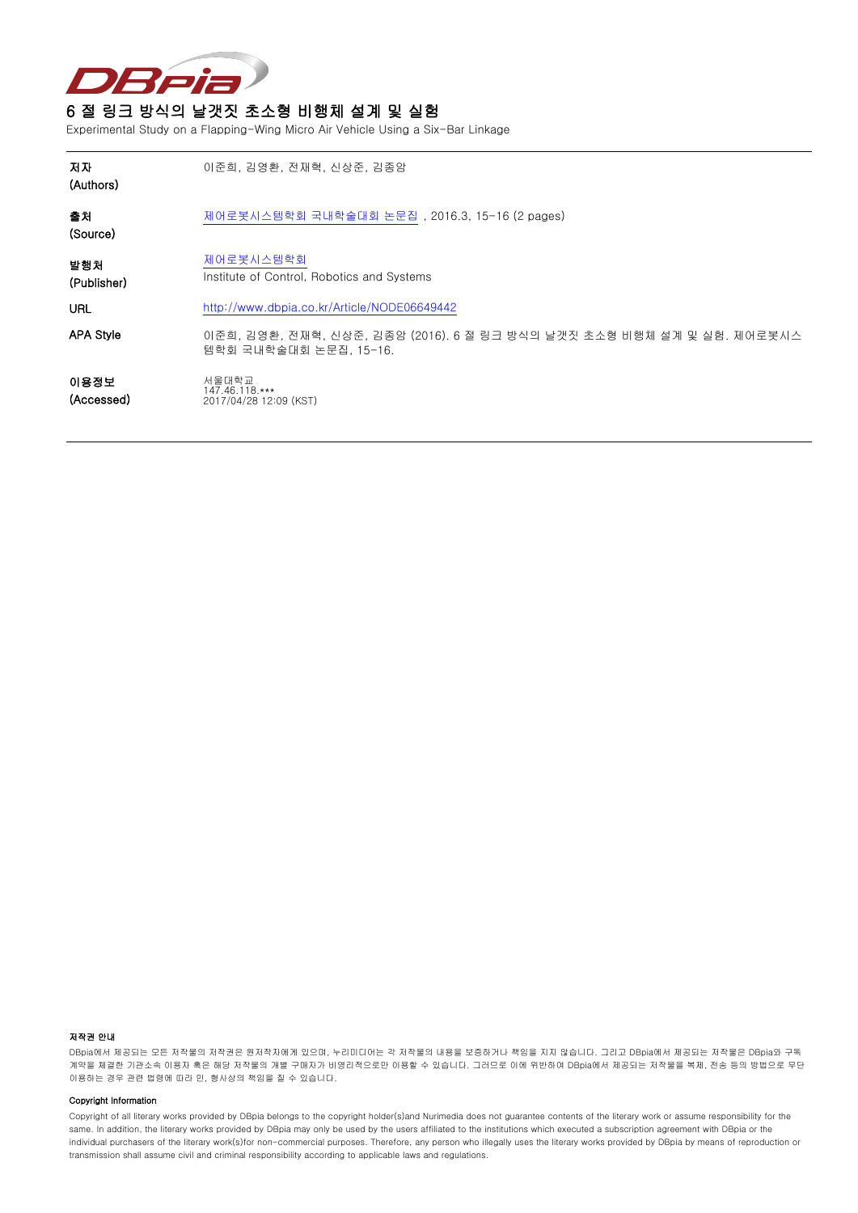# 6 절 링크 방식의 날갯짓 초소형 비행체 설계 및 실험

Experimental Study on a Flapping-Wing Micro Air Vehicle Using a Six-Bar Linkage

| | |
|---|---|
| **저자** (Authors) | 이준희, 김영환, 전재혁, 신상준, 김종암 |
| **출처** (Source) | 제어로봇시스템학회 국내학술대회 논문집 , 2016.3, 15-16 (2 pages) |
| **발행처** (Publisher) | 제어로봇시스템학회<br>Institute of Control, Robotics and Systems |
| **URL** | http://www.dbpia.co.kr/Article/NODE06649442 |
| **APA Style** | 이준희, 김영환, 전재혁, 신상준, 김종암 (2016). 6 절 링크 방식의 날갯짓 초소형 비행체 설계 및 실험. 제어로봇시스템학회 국내학술대회 논문집, 15-16. |
| **이용정보** (Accessed) | 서울대학교<br>147.46.118.***<br>2017/04/28 12:09 (KST) |

**저작권 안내**

DBpia에서 제공되는 모든 저작물의 저작권은 원저작자에게 있으며, 누리미디어는 각 저작물의 내용을 보증하거나 책임을 지지 않습니다. 그리고 DBpia에서 제공되는 저작물은 DBpia와 구독계약을 체결한 기관소속 이용자 혹은 해당 저작물의 개별 구매자가 비영리적으로만 이용할 수 있습니다. 그러므로 이에 위반하여 DBpia에서 제공되는 저작물을 복제, 전송 등의 방법으로 무단 이용하는 경우 관련 법령에 따라 민, 형사상의 책임을 질 수 있습니다.

**Copyright Information**

Copyright of all literary works provided by DBpia belongs to the copyright holder(s)and Nurimedia does not guarantee contents of the literary work or assume responsibility for the same. In addition, the literary works provided by DBpia may only be used by the users affiliated to the institutions which executed a subscription agreement with DBpia or the individual purchasers of the literary work(s)for non-commercial purposes. Therefore, any person who illegally uses the literary works provided by DBpia by means of reproduction or transmission shall assume civil and criminal responsibility according to applicable laws and regulations.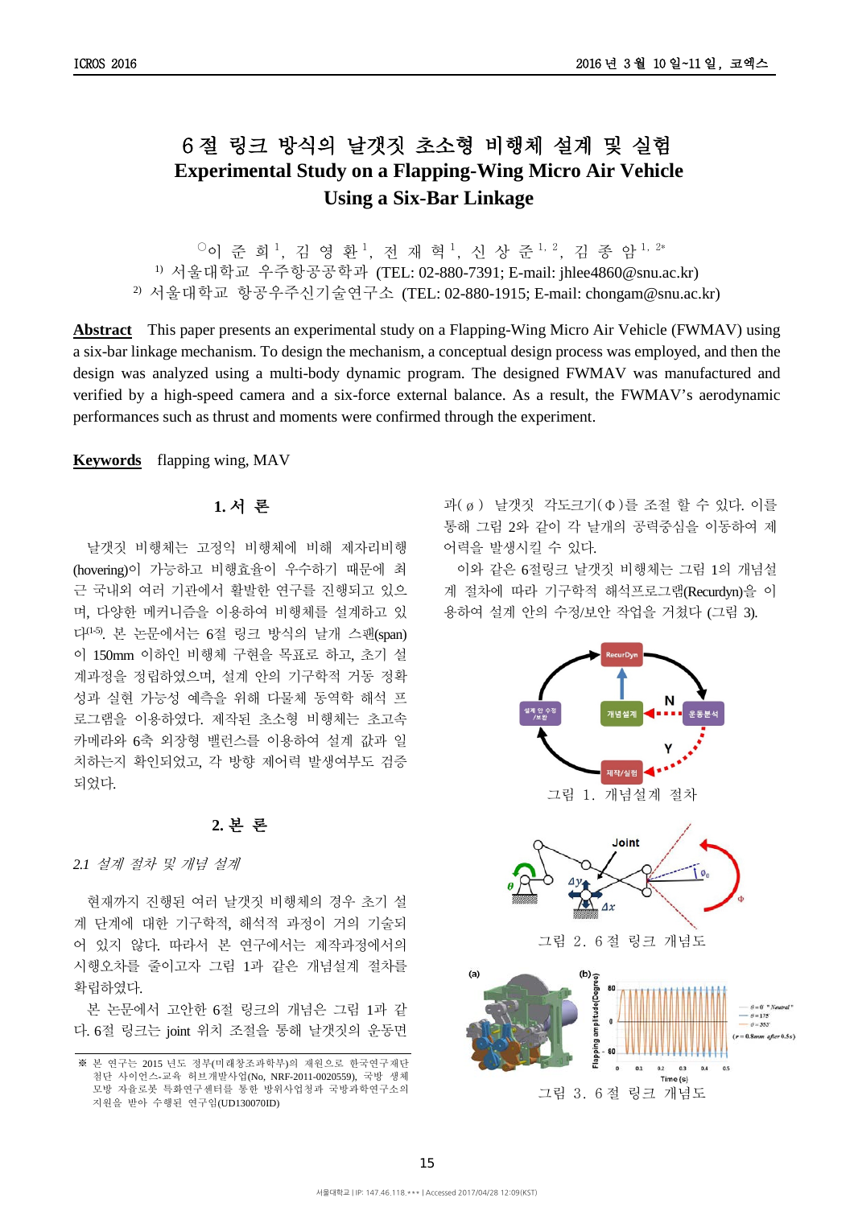# 6절 링크 방식의 날갯짓 초소형 비행체 설계 및 실험

# Experimental Study on a Flapping-Wing Micro Air Vehicle Using a Six-Bar Linkage

○이 준 희[1], 김 영 환[1], 전 재 혁[1], 신 상 준[1, 2], 김 종 암[1, 2*]

[1)] 서울대학교 우주항공공학과 (TEL: 02-880-7391; E-mail: jhlee4860@snu.ac.kr)

[2)] 서울대학교 항공우주신기술연구소 (TEL: 02-880-1915; E-mail: chongam@snu.ac.kr)

**Abstract** This paper presents an experimental study on a Flapping-Wing Micro Air Vehicle (FWMAV) using a six-bar linkage mechanism. To design the mechanism, a conceptual design process was employed, and then the design was analyzed using a multi-body dynamic program. The designed FWMAV was manufactured and verified by a high-speed camera and a six-force external balance. As a result, the FWMAV's aerodynamic performances such as thrust and moments were confirmed through the experiment.

**Keywords** flapping wing, MAV

## 1. 서 론

날갯짓 비행체는 고정익 비행체에 비해 제자리비행(hovering)이 가능하고 비행효율이 우수하기 때문에 최근 국내외 여러 기관에서 활발한 연구를 진행되고 있으며, 다양한 메커니즘을 이용하여 비행체를 설계하고 있다[1-5]. 본 논문에서는 6절 링크 방식의 날개 스팬(span)이 150mm 이하인 비행체 구현을 목표로 하고, 초기 설계과정을 정립하였으며, 설계 안의 기구학적 거동 정확성과 실현 가능성 예측을 위해 다물체 동역학 해석 프로그램을 이용하였다. 제작된 초소형 비행체는 초고속 카메라와 6축 외장형 밸런스를 이용하여 설계 값과 일치하는지 확인되었고, 각 방향 제어력 발생여부도 검증되었다.

## 2. 본 론

### *2.1 설계 절차 및 개념 설계*

현재까지 진행된 여러 날갯짓 비행체의 경우 초기 설계 단계에 대한 기구학적, 해석적 과정이 거의 기술되어 있지 않다. 따라서 본 연구에서는 제작과정에서의 시행오차를 줄이고자 그림 1과 같은 개념설계 절차를 확립하였다.

본 논문에서 고안한 6절 링크의 개념은 그림 1과 같다. 6절 링크는 joint 위치 조절을 통해 날갯짓의 운동면과($\phi$) 날갯짓 각도크기($\Phi$)를 조절 할 수 있다. 이를 통해 그림 2와 같이 각 날개의 공력중심을 이동하여 제어력을 발생시킬 수 있다.

이와 같은 6절링크 날갯짓 비행체는 그림 1의 개념설계 절차에 따라 기구학적 해석프로그램(Recurdyn)을 이용하여 설계 안의 수정/보안 작업을 거쳤다 (그림 3).

그림 1. 개념설계 절차

그림 2. 6절 링크 개념도

그림 3. 6절 링크 개념도

※ 본 연구는 2015 년도 정부(미래창조과학부)의 재원으로 한국연구재단 첨단 사이언스-교육 허브개발사업(No, NRF-2011-0020559), 국방 생체모방 자율로봇 특화연구센터를 통한 방위사업청과 국방과학연구소의 지원을 받아 수행된 연구임(UD130070ID)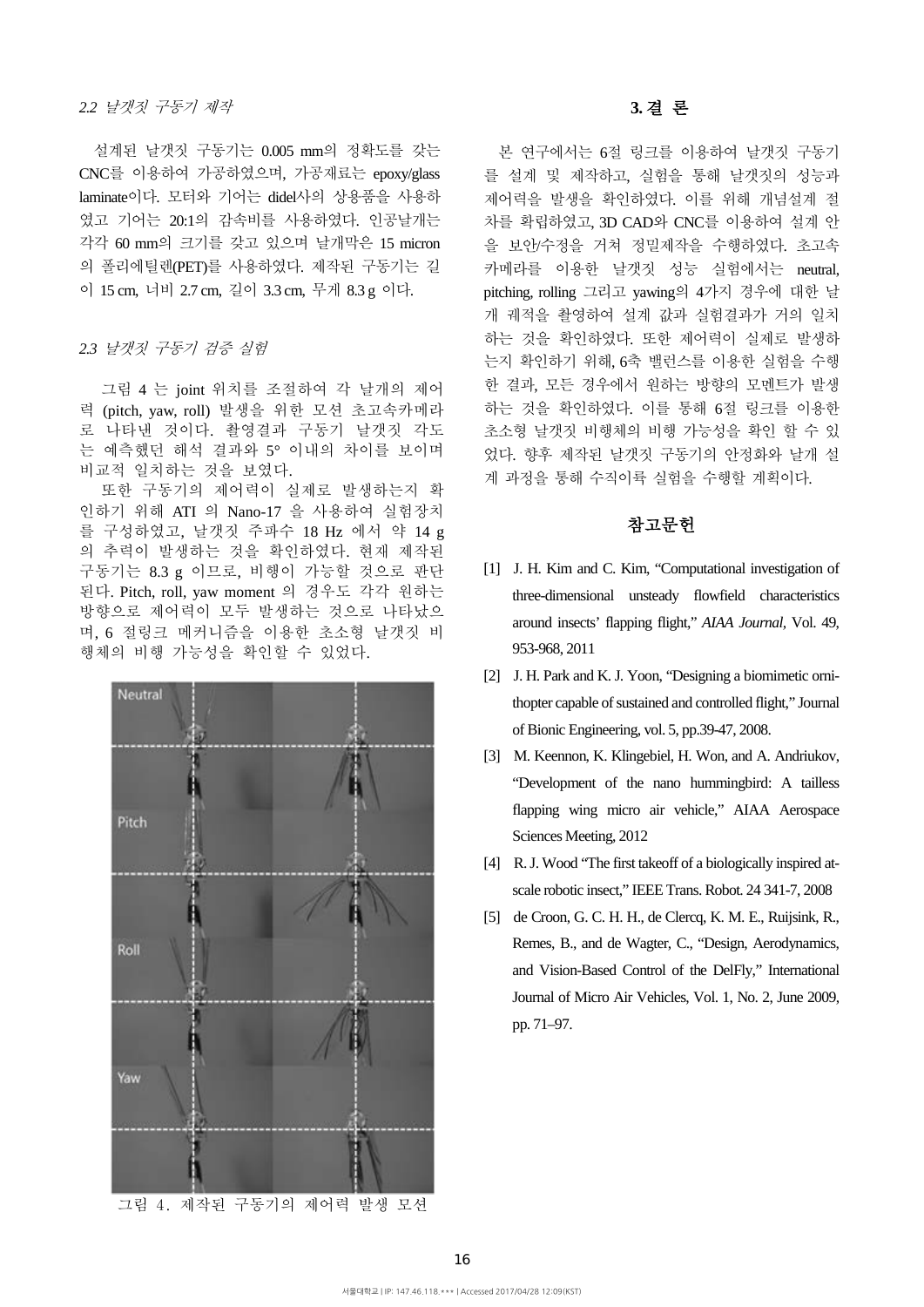### 2.2 날갯짓 구동기 제작

설계된 날갯짓 구동기는 0.005 mm의 정확도를 갖는 CNC를 이용하여 가공하였으며, 가공재료는 epoxy/glass laminate이다. 모터와 기어는 didel사의 상용품을 사용하였고 기어는 20:1의 감속비를 사용하였다. 인공날개는 각각 60 mm의 크기를 갖고 있으며 날개막은 15 micron의 폴리에틸렌(PET)를 사용하였다. 제작된 구동기는 길이 15 cm, 너비 2.7 cm, 길이 3.3 cm, 무게 8.3 g 이다.

### 2.3 날갯짓 구동기 검증 실험

그림 4 는 joint 위치를 조절하여 각 날개의 제어력 (pitch, yaw, roll) 발생을 위한 모션 초고속카메라로 나타낸 것이다. 촬영결과 구동기 날갯짓 각도는 예측했던 해석 결과와 5° 이내의 차이를 보이며 비교적 일치하는 것을 보였다.

또한 구동기의 제어력이 실제로 발생하는지 확인하기 위해 ATI 의 Nano-17 을 사용하여 실험장치를 구성하였고, 날갯짓 주파수 18 Hz 에서 약 14 g의 추력이 발생하는 것을 확인하였다. 현재 제작된 구동기는 8.3 g 이므로, 비행이 가능할 것으로 판단된다. Pitch, roll, yaw moment 의 경우도 각각 원하는 방향으로 제어력이 모두 발생하는 것으로 나타났으며, 6 절링크 메커니즘을 이용한 초소형 날갯짓 비행체의 비행 가능성을 확인할 수 있었다.

Neutral

Pitch

Roll

Yaw

그림 4. 제작된 구동기의 제어력 발생 모션

## 3. 결 론

본 연구에서는 6절 링크를 이용하여 날갯짓 구동기를 설계 및 제작하고, 실험을 통해 날갯짓의 성능과 제어력을 발생을 확인하였다. 이를 위해 개념설계 절차를 확립하였고, 3D CAD와 CNC를 이용하여 설계 안을 보안/수정을 거쳐 정밀제작을 수행하였다. 초고속카메라를 이용한 날갯짓 성능 실험에서는 neutral, pitching, rolling 그리고 yawing의 4가지 경우에 대한 날개 궤적을 촬영하여 설계 값과 실험결과가 거의 일치하는 것을 확인하였다. 또한 제어력이 실제로 발생하는지 확인하기 위해, 6축 밸런스를 이용한 실험을 수행한 결과, 모든 경우에서 원하는 방향의 모멘트가 발생하는 것을 확인하였다. 이를 통해 6절 링크를 이용한 초소형 날갯짓 비행체의 비행 가능성을 확인 할 수 있었다. 향후 제작된 날갯짓 구동기의 안정화와 날개 설계 과정을 통해 수직이륙 실험을 수행할 계획이다.

## 참고문헌

[1] J. H. Kim and C. Kim, "Computational investigation of three-dimensional unsteady flowfield characteristics around insects' flapping flight," *AIAA Journal*, Vol. 49, 953-968, 2011

[2] J. H. Park and K. J. Yoon, "Designing a biomimetic ornithopter capable of sustained and controlled flight," Journal of Bionic Engineering, vol. 5, pp.39-47, 2008.

[3] M. Keennon, K. Klingebiel, H. Won, and A. Andriukov, "Development of the nano hummingbird: A tailless flapping wing micro air vehicle," AIAA Aerospace Sciences Meeting, 2012

[4] R. J. Wood "The first takeoff of a biologically inspired at-scale robotic insect," IEEE Trans. Robot. 24 341-7, 2008

[5] de Croon, G. C. H. H., de Clercq, K. M. E., Ruijsink, R., Remes, B., and de Wagter, C., "Design, Aerodynamics, and Vision-Based Control of the DelFly," International Journal of Micro Air Vehicles, Vol. 1, No. 2, June 2009, pp. 71–97.